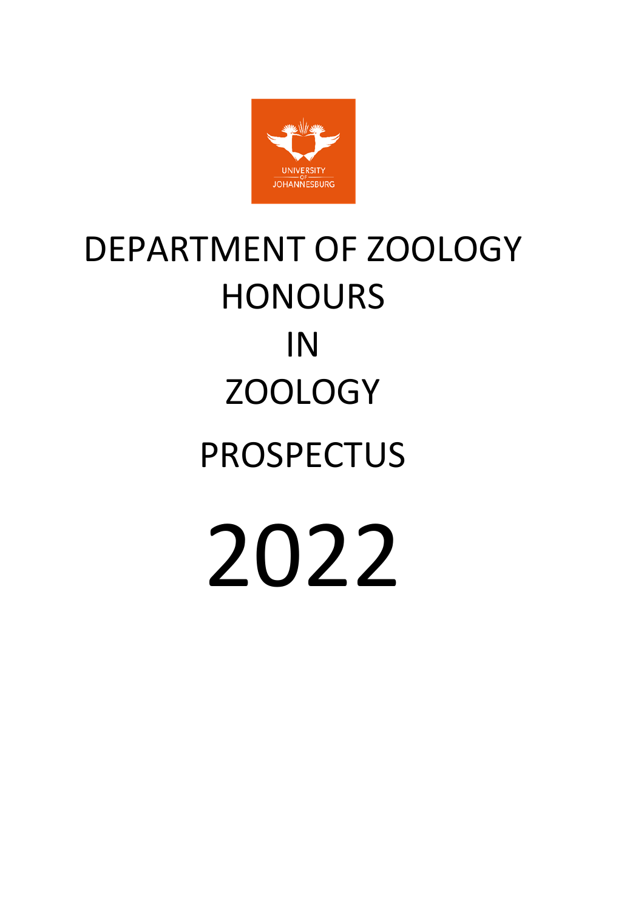UNIVERSITY OF JOHANNESBURG

# DEPARTMENT OF ZOOLOGY

# HONOURS

# IN

# ZOOLOGY

# PROSPECTUS

# 2022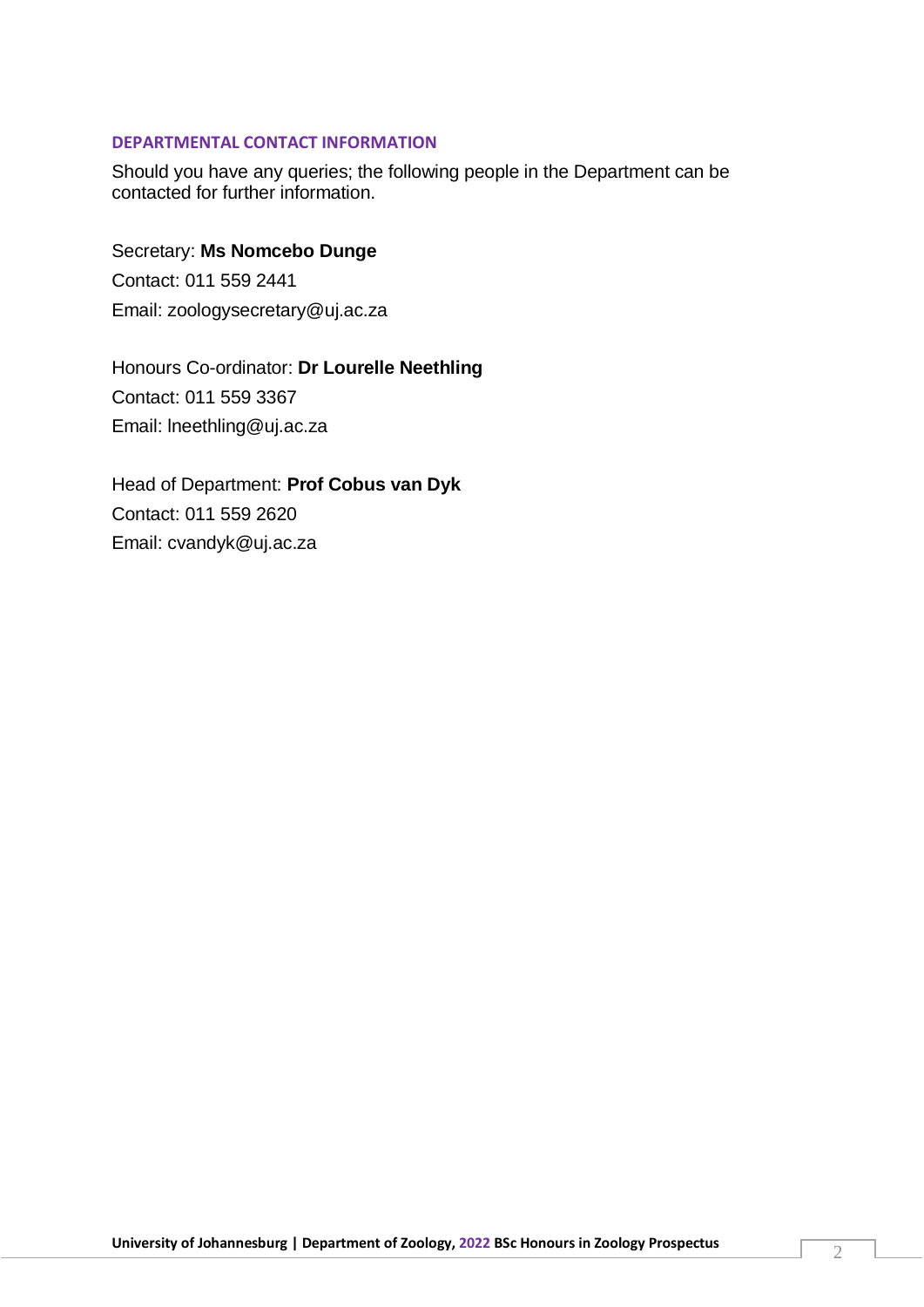## DEPARTMENTAL CONTACT INFORMATION

Should you have any queries; the following people in the Department can be contacted for further information.

Secretary: **Ms Nomcebo Dunge**
Contact: 011 559 2441
Email: zoologysecretary@uj.ac.za

Honours Co-ordinator: **Dr Lourelle Neethling**
Contact: 011 559 3367
Email: lneethling@uj.ac.za

Head of Department: **Prof Cobus van Dyk**
Contact: 011 559 2620
Email: cvandyk@uj.ac.za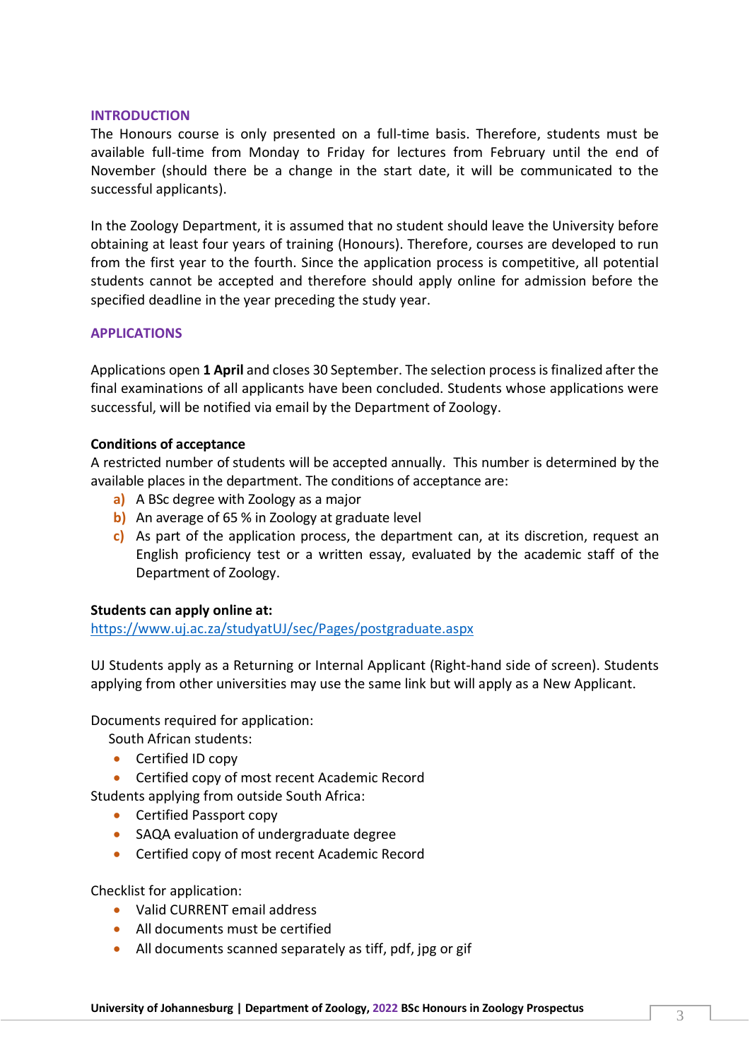## INTRODUCTION

The Honours course is only presented on a full-time basis. Therefore, students must be available full-time from Monday to Friday for lectures from February until the end of November (should there be a change in the start date, it will be communicated to the successful applicants).

In the Zoology Department, it is assumed that no student should leave the University before obtaining at least four years of training (Honours). Therefore, courses are developed to run from the first year to the fourth. Since the application process is competitive, all potential students cannot be accepted and therefore should apply online for admission before the specified deadline in the year preceding the study year.

## APPLICATIONS

Applications open **1 April** and closes 30 September. The selection process is finalized after the final examinations of all applicants have been concluded. Students whose applications were successful, will be notified via email by the Department of Zoology.

### Conditions of acceptance

A restricted number of students will be accepted annually. This number is determined by the available places in the department. The conditions of acceptance are:

a) A BSc degree with Zoology as a major
b) An average of 65 % in Zoology at graduate level
c) As part of the application process, the department can, at its discretion, request an English proficiency test or a written essay, evaluated by the academic staff of the Department of Zoology.

**Students can apply online at:**
https://www.uj.ac.za/studyatUJ/sec/Pages/postgraduate.aspx

UJ Students apply as a Returning or Internal Applicant (Right-hand side of screen). Students applying from other universities may use the same link but will apply as a New Applicant.

Documents required for application:

South African students:

- Certified ID copy
- Certified copy of most recent Academic Record

Students applying from outside South Africa:

- Certified Passport copy
- SAQA evaluation of undergraduate degree
- Certified copy of most recent Academic Record

Checklist for application:

- Valid CURRENT email address
- All documents must be certified
- All documents scanned separately as tiff, pdf, jpg or gif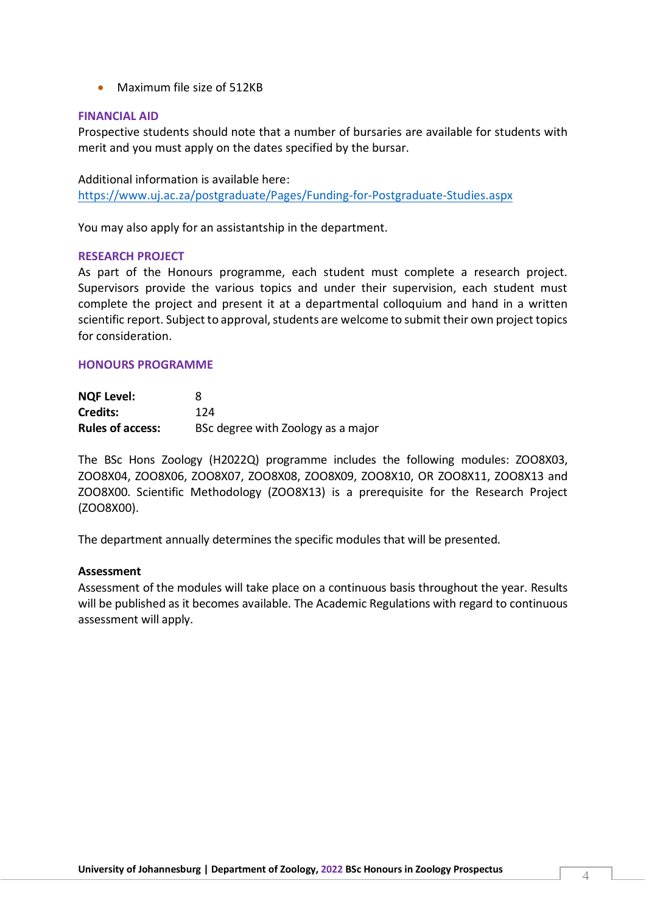- Maximum file size of 512KB

## FINANCIAL AID

Prospective students should note that a number of bursaries are available for students with merit and you must apply on the dates specified by the bursar.

Additional information is available here:
https://www.uj.ac.za/postgraduate/Pages/Funding-for-Postgraduate-Studies.aspx

You may also apply for an assistantship in the department.

## RESEARCH PROJECT

As part of the Honours programme, each student must complete a research project. Supervisors provide the various topics and under their supervision, each student must complete the project and present it at a departmental colloquium and hand in a written scientific report. Subject to approval, students are welcome to submit their own project topics for consideration.

## HONOURS PROGRAMME

**NQF Level:** 8
**Credits:** 124
**Rules of access:** BSc degree with Zoology as a major

The BSc Hons Zoology (H2022Q) programme includes the following modules: ZOO8X03, ZOO8X04, ZOO8X06, ZOO8X07, ZOO8X08, ZOO8X09, ZOO8X10, OR ZOO8X11, ZOO8X13 and ZOO8X00. Scientific Methodology (ZOO8X13) is a prerequisite for the Research Project (ZOO8X00).

The department annually determines the specific modules that will be presented.

### Assessment

Assessment of the modules will take place on a continuous basis throughout the year. Results will be published as it becomes available. The Academic Regulations with regard to continuous assessment will apply.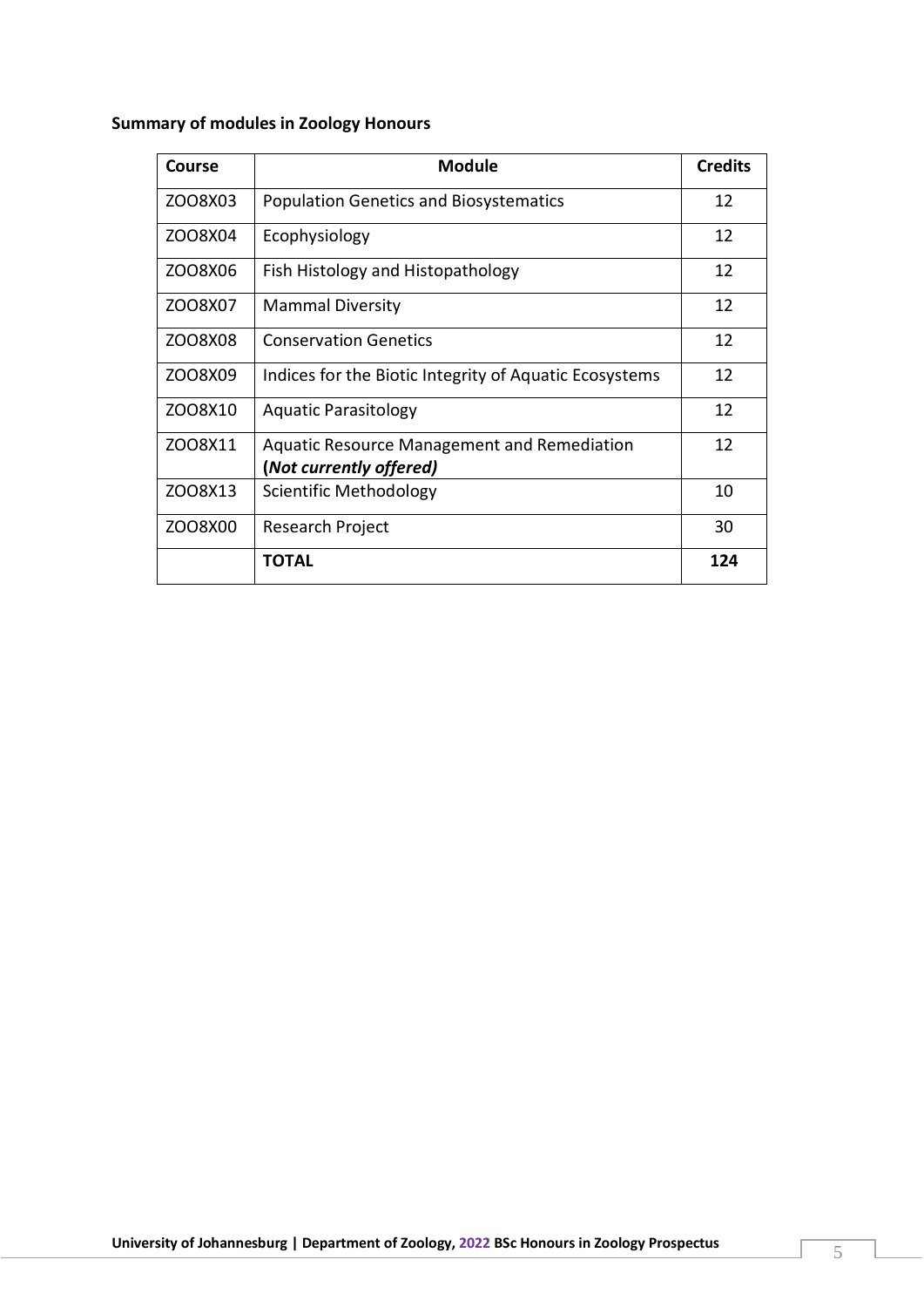**Summary of modules in Zoology Honours**

| Course | Module | Credits |
|---|---|---|
| ZOO8X03 | Population Genetics and Biosystematics | 12 |
| ZOO8X04 | Ecophysiology | 12 |
| ZOO8X06 | Fish Histology and Histopathology | 12 |
| ZOO8X07 | Mammal Diversity | 12 |
| ZOO8X08 | Conservation Genetics | 12 |
| ZOO8X09 | Indices for the Biotic Integrity of Aquatic Ecosystems | 12 |
| ZOO8X10 | Aquatic Parasitology | 12 |
| ZOO8X11 | Aquatic Resource Management and Remediation **(*Not currently offered)*** | 12 |
| ZOO8X13 | Scientific Methodology | 10 |
| ZOO8X00 | Research Project | 30 |
| | **TOTAL** | **124** |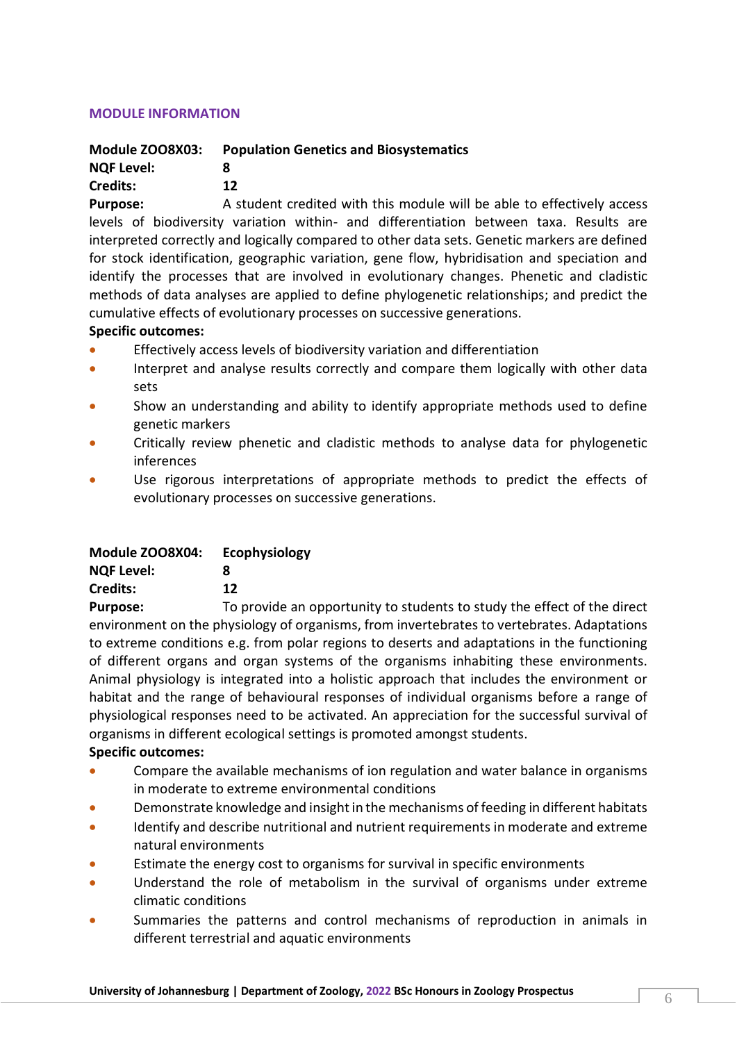## MODULE INFORMATION

**Module ZOO8X03: Population Genetics and Biosystematics**
**NQF Level: 8**
**Credits: 12**

**Purpose:** A student credited with this module will be able to effectively access levels of biodiversity variation within- and differentiation between taxa. Results are interpreted correctly and logically compared to other data sets. Genetic markers are defined for stock identification, geographic variation, gene flow, hybridisation and speciation and identify the processes that are involved in evolutionary changes. Phenetic and cladistic methods of data analyses are applied to define phylogenetic relationships; and predict the cumulative effects of evolutionary processes on successive generations.

**Specific outcomes:**

- Effectively access levels of biodiversity variation and differentiation
- Interpret and analyse results correctly and compare them logically with other data sets
- Show an understanding and ability to identify appropriate methods used to define genetic markers
- Critically review phenetic and cladistic methods to analyse data for phylogenetic inferences
- Use rigorous interpretations of appropriate methods to predict the effects of evolutionary processes on successive generations.

**Module ZOO8X04: Ecophysiology**
**NQF Level: 8**
**Credits: 12**

**Purpose:** To provide an opportunity to students to study the effect of the direct environment on the physiology of organisms, from invertebrates to vertebrates. Adaptations to extreme conditions e.g. from polar regions to deserts and adaptations in the functioning of different organs and organ systems of the organisms inhabiting these environments. Animal physiology is integrated into a holistic approach that includes the environment or habitat and the range of behavioural responses of individual organisms before a range of physiological responses need to be activated. An appreciation for the successful survival of organisms in different ecological settings is promoted amongst students.

**Specific outcomes:**

- Compare the available mechanisms of ion regulation and water balance in organisms in moderate to extreme environmental conditions
- Demonstrate knowledge and insight in the mechanisms of feeding in different habitats
- Identify and describe nutritional and nutrient requirements in moderate and extreme natural environments
- Estimate the energy cost to organisms for survival in specific environments
- Understand the role of metabolism in the survival of organisms under extreme climatic conditions
- Summaries the patterns and control mechanisms of reproduction in animals in different terrestrial and aquatic environments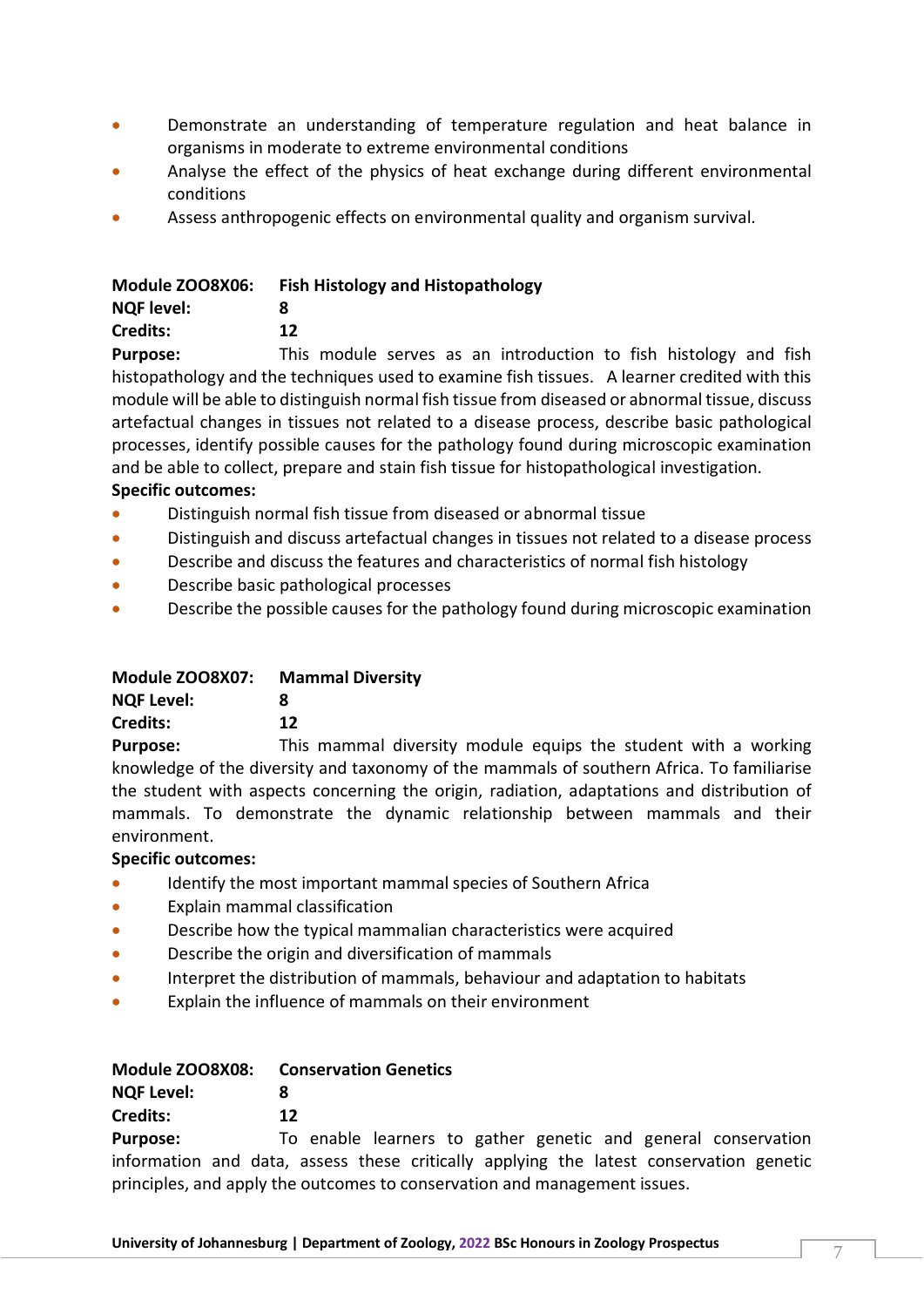- Demonstrate an understanding of temperature regulation and heat balance in organisms in moderate to extreme environmental conditions
- Analyse the effect of the physics of heat exchange during different environmental conditions
- Assess anthropogenic effects on environmental quality and organism survival.

**Module ZOO8X06: Fish Histology and Histopathology**
**NQF level:** 8
**Credits:** 12
**Purpose:** This module serves as an introduction to fish histology and fish histopathology and the techniques used to examine fish tissues. A learner credited with this module will be able to distinguish normal fish tissue from diseased or abnormal tissue, discuss artefactual changes in tissues not related to a disease process, describe basic pathological processes, identify possible causes for the pathology found during microscopic examination and be able to collect, prepare and stain fish tissue for histopathological investigation.

**Specific outcomes:**

- Distinguish normal fish tissue from diseased or abnormal tissue
- Distinguish and discuss artefactual changes in tissues not related to a disease process
- Describe and discuss the features and characteristics of normal fish histology
- Describe basic pathological processes
- Describe the possible causes for the pathology found during microscopic examination

**Module ZOO8X07: Mammal Diversity**
**NQF Level:** 8
**Credits:** 12
**Purpose:** This mammal diversity module equips the student with a working knowledge of the diversity and taxonomy of the mammals of southern Africa. To familiarise the student with aspects concerning the origin, radiation, adaptations and distribution of mammals. To demonstrate the dynamic relationship between mammals and their environment.

**Specific outcomes:**

- Identify the most important mammal species of Southern Africa
- Explain mammal classification
- Describe how the typical mammalian characteristics were acquired
- Describe the origin and diversification of mammals
- Interpret the distribution of mammals, behaviour and adaptation to habitats
- Explain the influence of mammals on their environment

**Module ZOO8X08: Conservation Genetics**
**NQF Level:** 8
**Credits:** 12
**Purpose:** To enable learners to gather genetic and general conservation information and data, assess these critically applying the latest conservation genetic principles, and apply the outcomes to conservation and management issues.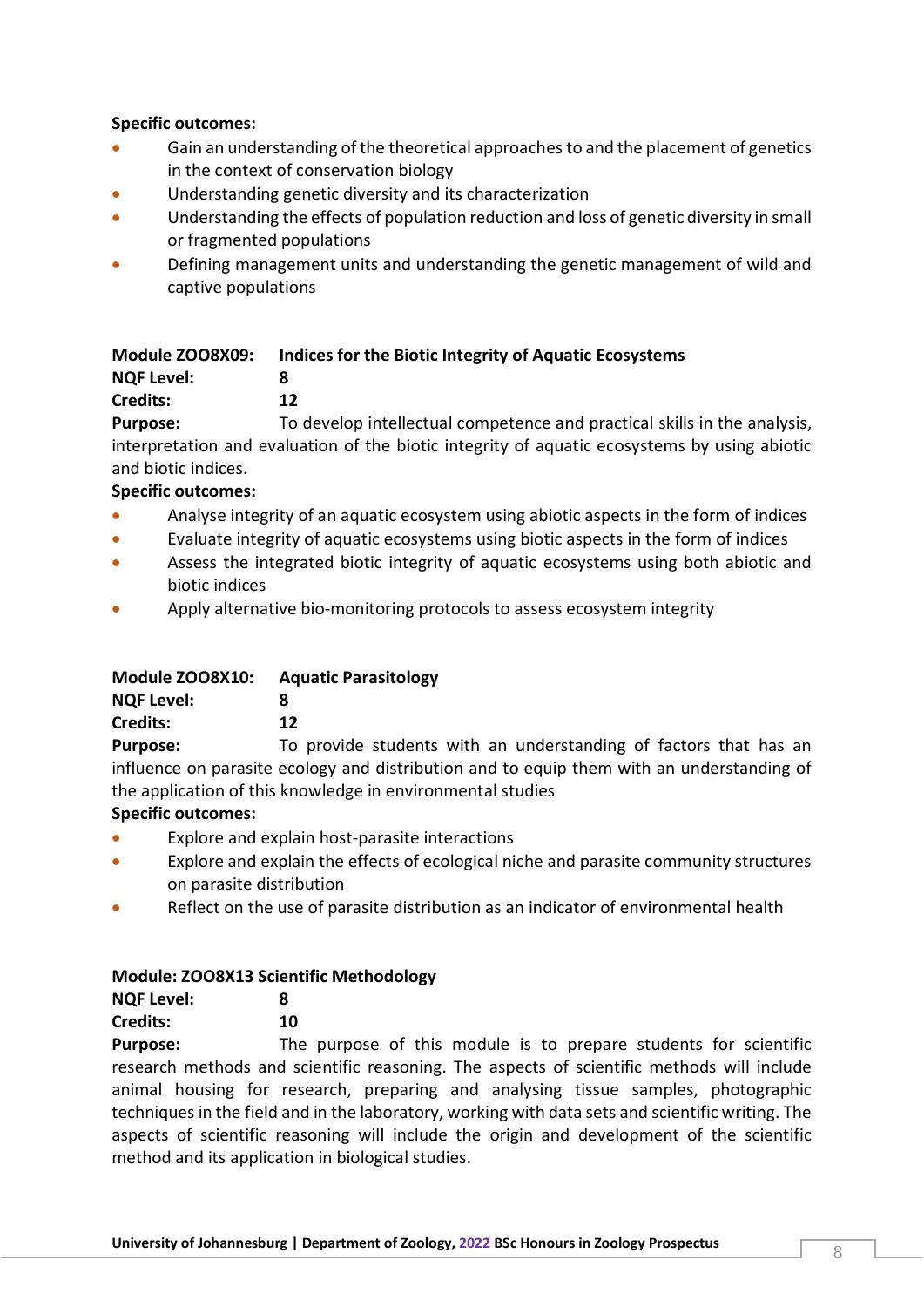**Specific outcomes:**

- Gain an understanding of the theoretical approaches to and the placement of genetics in the context of conservation biology
- Understanding genetic diversity and its characterization
- Understanding the effects of population reduction and loss of genetic diversity in small or fragmented populations
- Defining management units and understanding the genetic management of wild and captive populations

**Module ZOO8X09: Indices for the Biotic Integrity of Aquatic Ecosystems**
**NQF Level:** 8
**Credits:** 12
**Purpose:** To develop intellectual competence and practical skills in the analysis, interpretation and evaluation of the biotic integrity of aquatic ecosystems by using abiotic and biotic indices.
**Specific outcomes:**

- Analyse integrity of an aquatic ecosystem using abiotic aspects in the form of indices
- Evaluate integrity of aquatic ecosystems using biotic aspects in the form of indices
- Assess the integrated biotic integrity of aquatic ecosystems using both abiotic and biotic indices
- Apply alternative bio-monitoring protocols to assess ecosystem integrity

**Module ZOO8X10: Aquatic Parasitology**
**NQF Level:** 8
**Credits:** 12
**Purpose:** To provide students with an understanding of factors that has an influence on parasite ecology and distribution and to equip them with an understanding of the application of this knowledge in environmental studies
**Specific outcomes:**

- Explore and explain host-parasite interactions
- Explore and explain the effects of ecological niche and parasite community structures on parasite distribution
- Reflect on the use of parasite distribution as an indicator of environmental health

**Module: ZOO8X13 Scientific Methodology**
**NQF Level:** 8
**Credits:** 10
**Purpose:** The purpose of this module is to prepare students for scientific research methods and scientific reasoning. The aspects of scientific methods will include animal housing for research, preparing and analysing tissue samples, photographic techniques in the field and in the laboratory, working with data sets and scientific writing. The aspects of scientific reasoning will include the origin and development of the scientific method and its application in biological studies.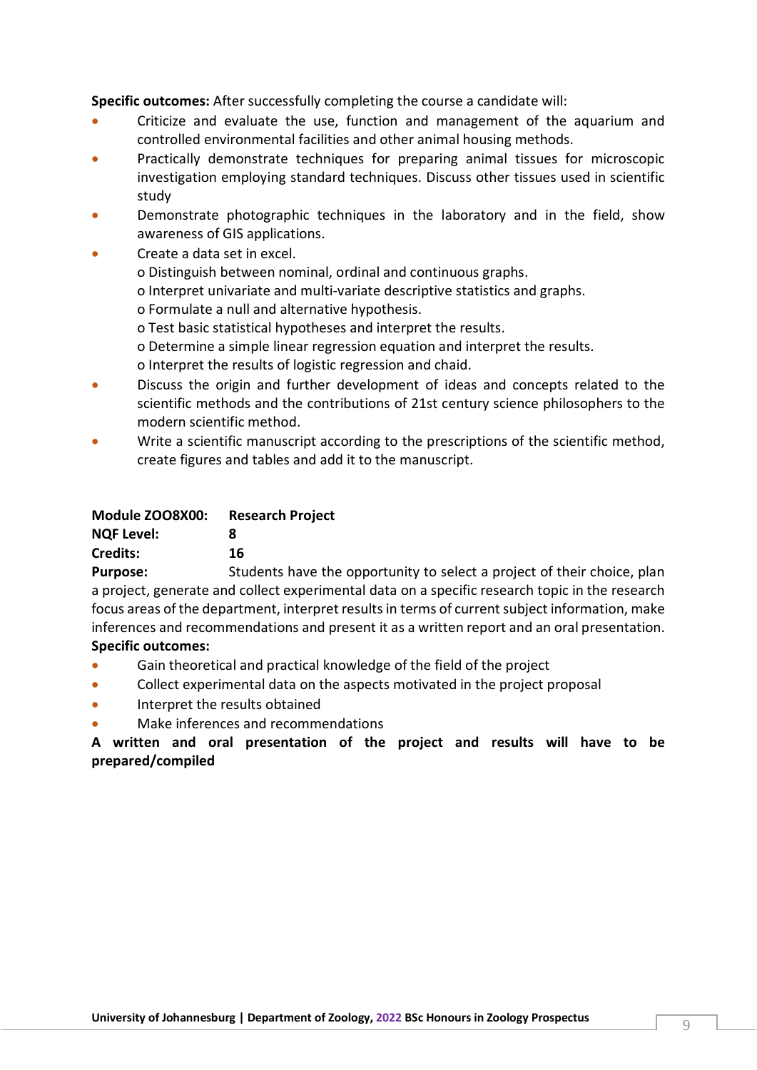**Specific outcomes:** After successfully completing the course a candidate will:

- Criticize and evaluate the use, function and management of the aquarium and controlled environmental facilities and other animal housing methods.
- Practically demonstrate techniques for preparing animal tissues for microscopic investigation employing standard techniques. Discuss other tissues used in scientific study
- Demonstrate photographic techniques in the laboratory and in the field, show awareness of GIS applications.
- Create a data set in excel.
  - o Distinguish between nominal, ordinal and continuous graphs.
  - o Interpret univariate and multi-variate descriptive statistics and graphs.
  - o Formulate a null and alternative hypothesis.
  - o Test basic statistical hypotheses and interpret the results.
  - o Determine a simple linear regression equation and interpret the results.
  - o Interpret the results of logistic regression and chaid.
- Discuss the origin and further development of ideas and concepts related to the scientific methods and the contributions of 21st century science philosophers to the modern scientific method.
- Write a scientific manuscript according to the prescriptions of the scientific method, create figures and tables and add it to the manuscript.

**Module ZOO8X00:** **Research Project**
**NQF Level:** **8**
**Credits:** **16**
**Purpose:** Students have the opportunity to select a project of their choice, plan a project, generate and collect experimental data on a specific research topic in the research focus areas of the department, interpret results in terms of current subject information, make inferences and recommendations and present it as a written report and an oral presentation.

**Specific outcomes:**

- Gain theoretical and practical knowledge of the field of the project
- Collect experimental data on the aspects motivated in the project proposal
- Interpret the results obtained
- Make inferences and recommendations

**A written and oral presentation of the project and results will have to be prepared/compiled**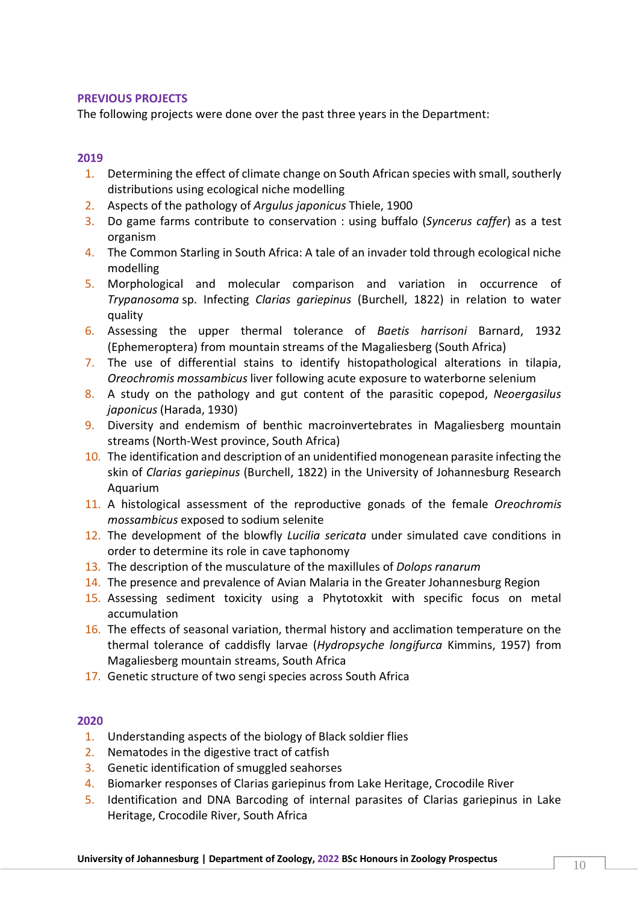## PREVIOUS PROJECTS

The following projects were done over the past three years in the Department:

### 2019

1. Determining the effect of climate change on South African species with small, southerly distributions using ecological niche modelling
2. Aspects of the pathology of *Argulus japonicus* Thiele, 1900
3. Do game farms contribute to conservation : using buffalo (*Syncerus caffer*) as a test organism
4. The Common Starling in South Africa: A tale of an invader told through ecological niche modelling
5. Morphological and molecular comparison and variation in occurrence of *Trypanosoma* sp. Infecting *Clarias gariepinus* (Burchell, 1822) in relation to water quality
6. Assessing the upper thermal tolerance of *Baetis harrisoni* Barnard, 1932 (Ephemeroptera) from mountain streams of the Magaliesberg (South Africa)
7. The use of differential stains to identify histopathological alterations in tilapia, *Oreochromis mossambicus* liver following acute exposure to waterborne selenium
8. A study on the pathology and gut content of the parasitic copepod, *Neoergasilus japonicus* (Harada, 1930)
9. Diversity and endemism of benthic macroinvertebrates in Magaliesberg mountain streams (North-West province, South Africa)
10. The identification and description of an unidentified monogenean parasite infecting the skin of *Clarias gariepinus* (Burchell, 1822) in the University of Johannesburg Research Aquarium
11. A histological assessment of the reproductive gonads of the female *Oreochromis mossambicus* exposed to sodium selenite
12. The development of the blowfly *Lucilia sericata* under simulated cave conditions in order to determine its role in cave taphonomy
13. The description of the musculature of the maxillules of *Dolops ranarum*
14. The presence and prevalence of Avian Malaria in the Greater Johannesburg Region
15. Assessing sediment toxicity using a Phytotoxkit with specific focus on metal accumulation
16. The effects of seasonal variation, thermal history and acclimation temperature on the thermal tolerance of caddisfly larvae (*Hydropsyche longifurca* Kimmins, 1957) from Magaliesberg mountain streams, South Africa
17. Genetic structure of two sengi species across South Africa

### 2020

1. Understanding aspects of the biology of Black soldier flies
2. Nematodes in the digestive tract of catfish
3. Genetic identification of smuggled seahorses
4. Biomarker responses of Clarias gariepinus from Lake Heritage, Crocodile River
5. Identification and DNA Barcoding of internal parasites of Clarias gariepinus in Lake Heritage, Crocodile River, South Africa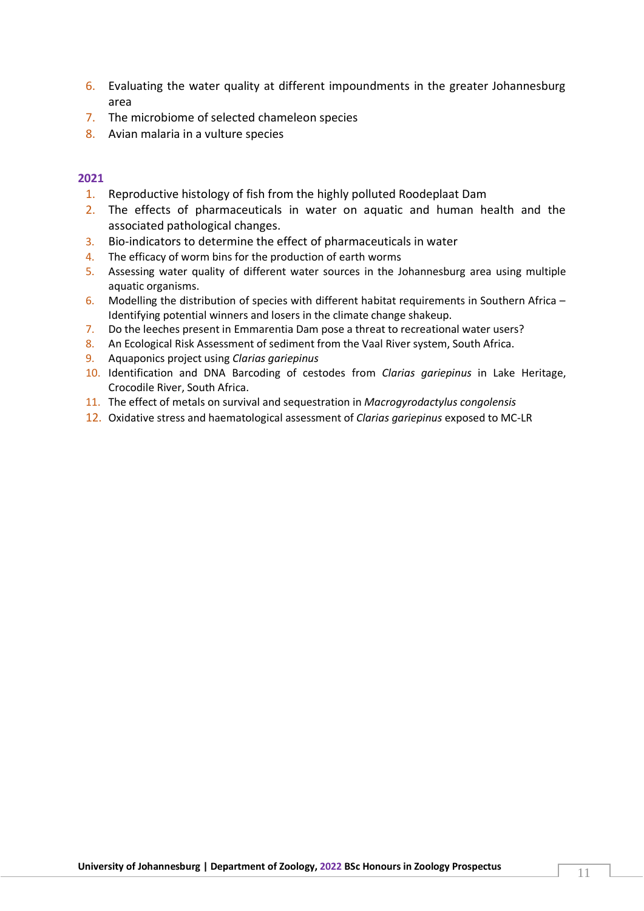6. Evaluating the water quality at different impoundments in the greater Johannesburg area
7. The microbiome of selected chameleon species
8. Avian malaria in a vulture species

**2021**

1. Reproductive histology of fish from the highly polluted Roodeplaat Dam
2. The effects of pharmaceuticals in water on aquatic and human health and the associated pathological changes.
3. Bio-indicators to determine the effect of pharmaceuticals in water
4. The efficacy of worm bins for the production of earth worms
5. Assessing water quality of different water sources in the Johannesburg area using multiple aquatic organisms.
6. Modelling the distribution of species with different habitat requirements in Southern Africa – Identifying potential winners and losers in the climate change shakeup.
7. Do the leeches present in Emmarentia Dam pose a threat to recreational water users?
8. An Ecological Risk Assessment of sediment from the Vaal River system, South Africa.
9. Aquaponics project using *Clarias gariepinus*
10. Identification and DNA Barcoding of cestodes from *Clarias gariepinus* in Lake Heritage, Crocodile River, South Africa.
11. The effect of metals on survival and sequestration in *Macrogyrodactylus congolensis*
12. Oxidative stress and haematological assessment of *Clarias gariepinus* exposed to MC-LR